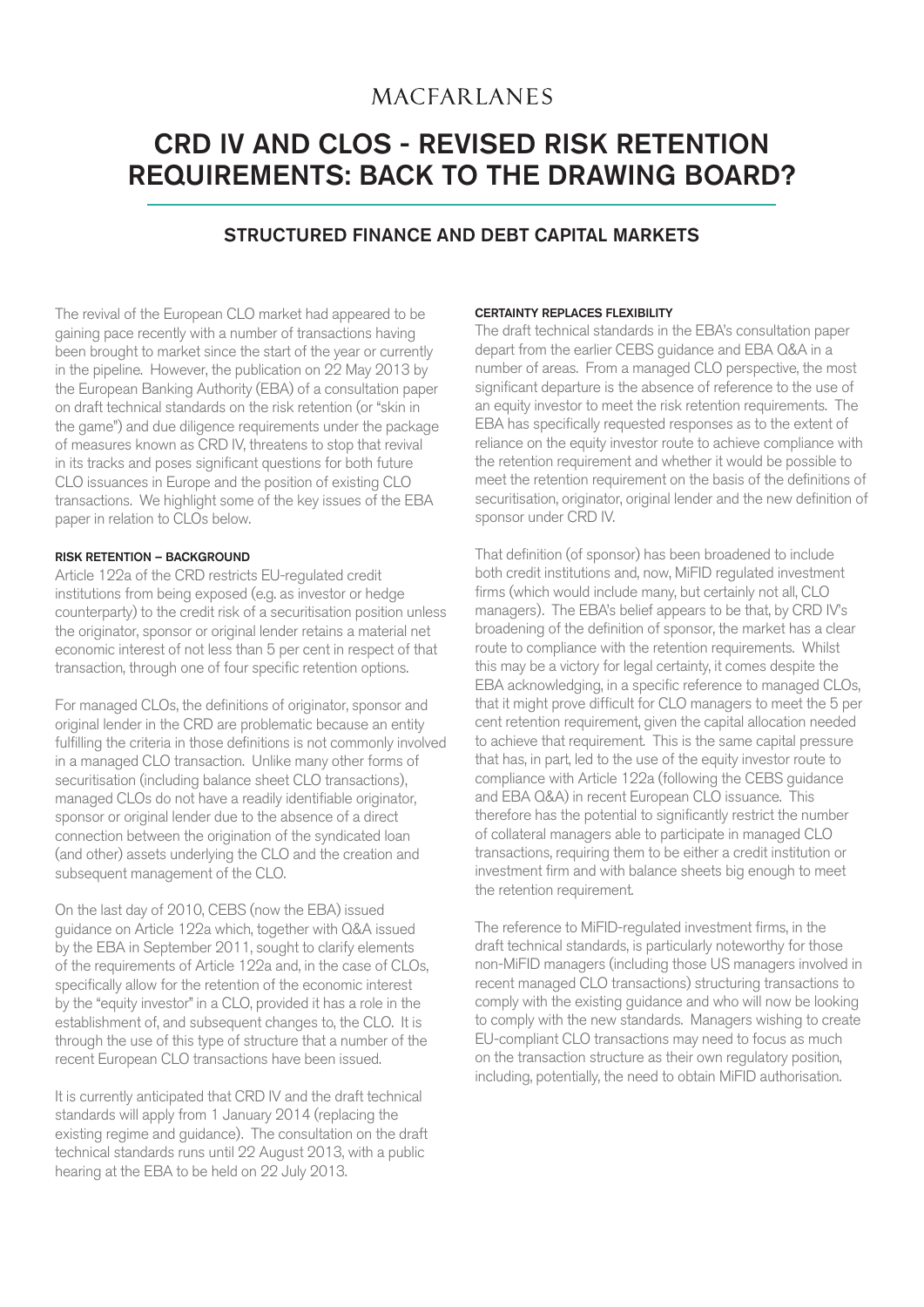MACFARLANES

# CRD IV AND CLOS - REVISED RISK RETENTION REQUIREMENTS: BACK TO THE DRAWING BOARD?

## STRUCTURED FINANCE AND DEBT CAPITAL MARKETS

The revival of the European CLO market had appeared to be gaining pace recently with a number of transactions having been brought to market since the start of the year or currently in the pipeline. However, the publication on 22 May 2013 by the European Banking Authority (EBA) of a consultation paper on draft technical standards on the risk retention (or "skin in the game") and due diligence requirements under the package of measures known as CRD IV, threatens to stop that revival in its tracks and poses significant questions for both future CLO issuances in Europe and the position of existing CLO transactions. We highlight some of the key issues of the EBA paper in relation to CLOs below.

### RISK RETENTION – BACKGROUND

Article 122a of the CRD restricts EU-regulated credit institutions from being exposed (e.g. as investor or hedge counterparty) to the credit risk of a securitisation position unless the originator, sponsor or original lender retains a material net economic interest of not less than 5 per cent in respect of that transaction, through one of four specific retention options.

For managed CLOs, the definitions of originator, sponsor and original lender in the CRD are problematic because an entity fulfilling the criteria in those definitions is not commonly involved in a managed CLO transaction. Unlike many other forms of securitisation (including balance sheet CLO transactions), managed CLOs do not have a readily identifiable originator, sponsor or original lender due to the absence of a direct connection between the origination of the syndicated loan (and other) assets underlying the CLO and the creation and subsequent management of the CLO.

On the last day of 2010, CEBS (now the EBA) issued guidance on Article 122a which, together with Q&A issued by the EBA in September 2011, sought to clarify elements of the requirements of Article 122a and, in the case of CLOs, specifically allow for the retention of the economic interest by the "equity investor" in a CLO, provided it has a role in the establishment of, and subsequent changes to, the CLO. It is through the use of this type of structure that a number of the recent European CLO transactions have been issued.

It is currently anticipated that CRD IV and the draft technical standards will apply from 1 January 2014 (replacing the existing regime and guidance). The consultation on the draft technical standards runs until 22 August 2013, with a public hearing at the EBA to be held on 22 July 2013.

### CERTAINTY REPLACES FLEXIBILITY

The draft technical standards in the EBA's consultation paper depart from the earlier CEBS guidance and EBA Q&A in a number of areas. From a managed CLO perspective, the most significant departure is the absence of reference to the use of an equity investor to meet the risk retention requirements. The EBA has specifically requested responses as to the extent of reliance on the equity investor route to achieve compliance with the retention requirement and whether it would be possible to meet the retention requirement on the basis of the definitions of securitisation, originator, original lender and the new definition of sponsor under CRD IV.

That definition (of sponsor) has been broadened to include both credit institutions and, now, MiFID regulated investment firms (which would include many, but certainly not all, CLO managers). The EBA's belief appears to be that, by CRD IV's broadening of the definition of sponsor, the market has a clear route to compliance with the retention requirements. Whilst this may be a victory for legal certainty, it comes despite the EBA acknowledging, in a specific reference to managed CLOs, that it might prove difficult for CLO managers to meet the 5 per cent retention requirement, given the capital allocation needed to achieve that requirement. This is the same capital pressure that has, in part, led to the use of the equity investor route to compliance with Article 122a (following the CEBS guidance and EBA Q&A) in recent European CLO issuance. This therefore has the potential to significantly restrict the number of collateral managers able to participate in managed CLO transactions, requiring them to be either a credit institution or investment firm and with balance sheets big enough to meet the retention requirement.

The reference to MiFID-regulated investment firms, in the draft technical standards, is particularly noteworthy for those non-MiFID managers (including those US managers involved in recent managed CLO transactions) structuring transactions to comply with the existing guidance and who will now be looking to comply with the new standards. Managers wishing to create EU-compliant CLO transactions may need to focus as much on the transaction structure as their own regulatory position, including, potentially, the need to obtain MiFID authorisation.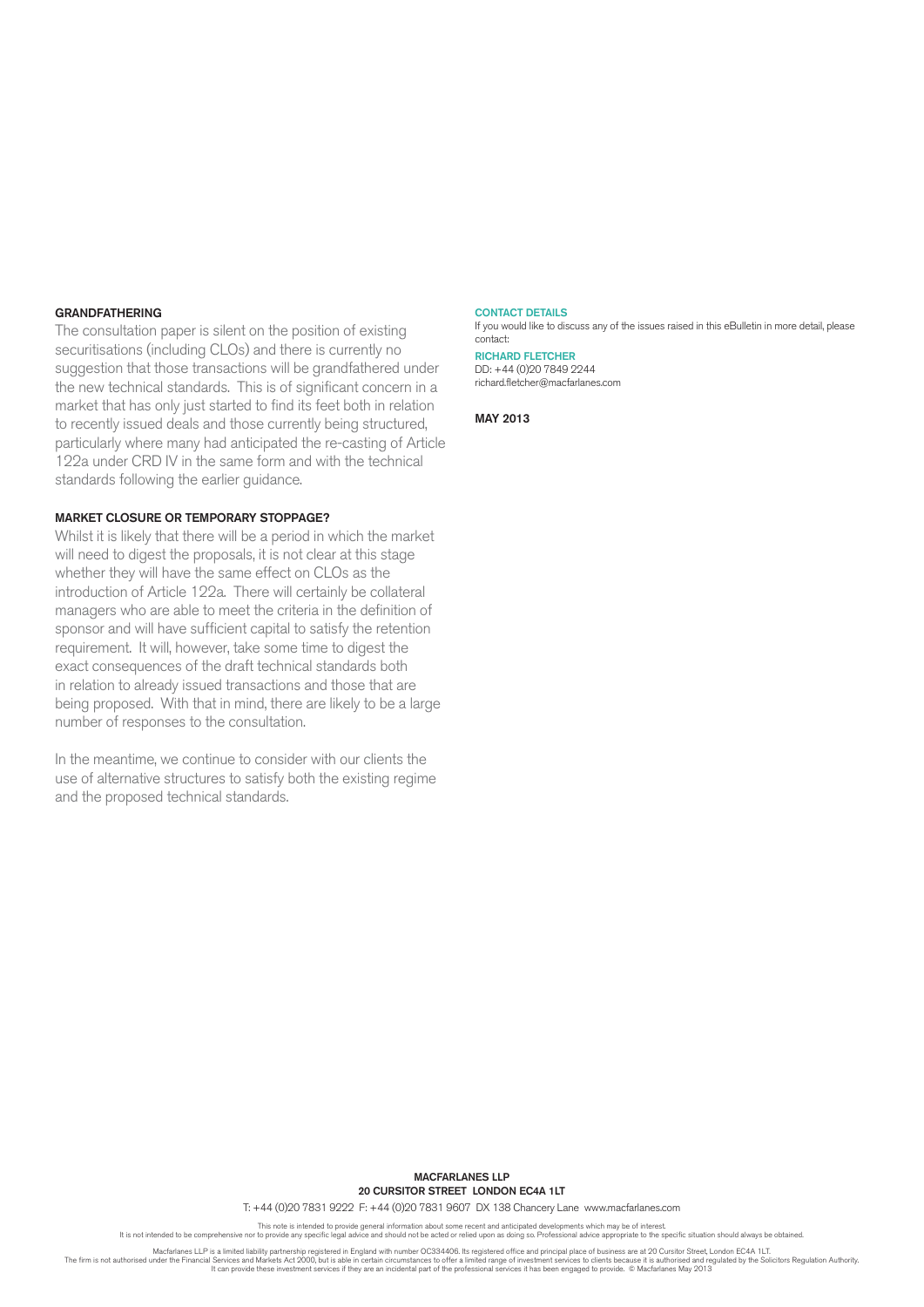## GRANDFATHERING

The consultation paper is silent on the position of existing securitisations (including CLOs) and there is currently no suggestion that those transactions will be grandfathered under the new technical standards. This is of significant concern in a market that has only just started to find its feet both in relation to recently issued deals and those currently being structured, particularly where many had anticipated the re-casting of Article 122a under CRD IV in the same form and with the technical standards following the earlier guidance.

## MARKET CLOSURE OR TEMPORARY STOPPAGE?

Whilst it is likely that there will be a period in which the market will need to digest the proposals, it is not clear at this stage whether they will have the same effect on CLOs as the introduction of Article 122a. There will certainly be collateral managers who are able to meet the criteria in the definition of sponsor and will have sufficient capital to satisfy the retention requirement. It will, however, take some time to digest the exact consequences of the draft technical standards both in relation to already issued transactions and those that are being proposed. With that in mind, there are likely to be a large number of responses to the consultation.

In the meantime, we continue to consider with our clients the use of alternative structures to satisfy both the existing regime and the proposed technical standards.

## CONTACT DETAILS

If you would like to discuss any of the issues raised in this eBulletin in more detail, please contact:

**RICHARD FLETCHER**
DD: +44 (0)20 7849 2244
richard.fletcher@macfarlanes.com

**MAY 2013**

**MACFARLANES LLP**
**20 CURSITOR STREET LONDON EC4A 1LT**

T: +44 (0)20 7831 9222 F: +44 (0)20 7831 9607 DX 138 Chancery Lane www.macfarlanes.com

This note is intended to provide general information about some recent and anticipated developments which may be of interest.
It is not intended to be comprehensive nor to provide any specific legal advice and should not be acted or relied upon as doing so. Professional advice appropriate to the specific situation should always be obtained.

Macfarlanes LLP is a limited liability partnership registered in England with number OC334406. Its registered office and principal place of business are at 20 Cursitor Street, London EC4A 1LT.
The firm is not authorised under the Financial Services and Markets Act 2000, but is able in certain circumstances to offer a limited range of investment services to clients because it is authorised and regulated by the Solicitors Regulation Authority.
It can provide these investment services if they are an incidental part of the professional services it has been engaged to provide. © Macfarlanes May 2013